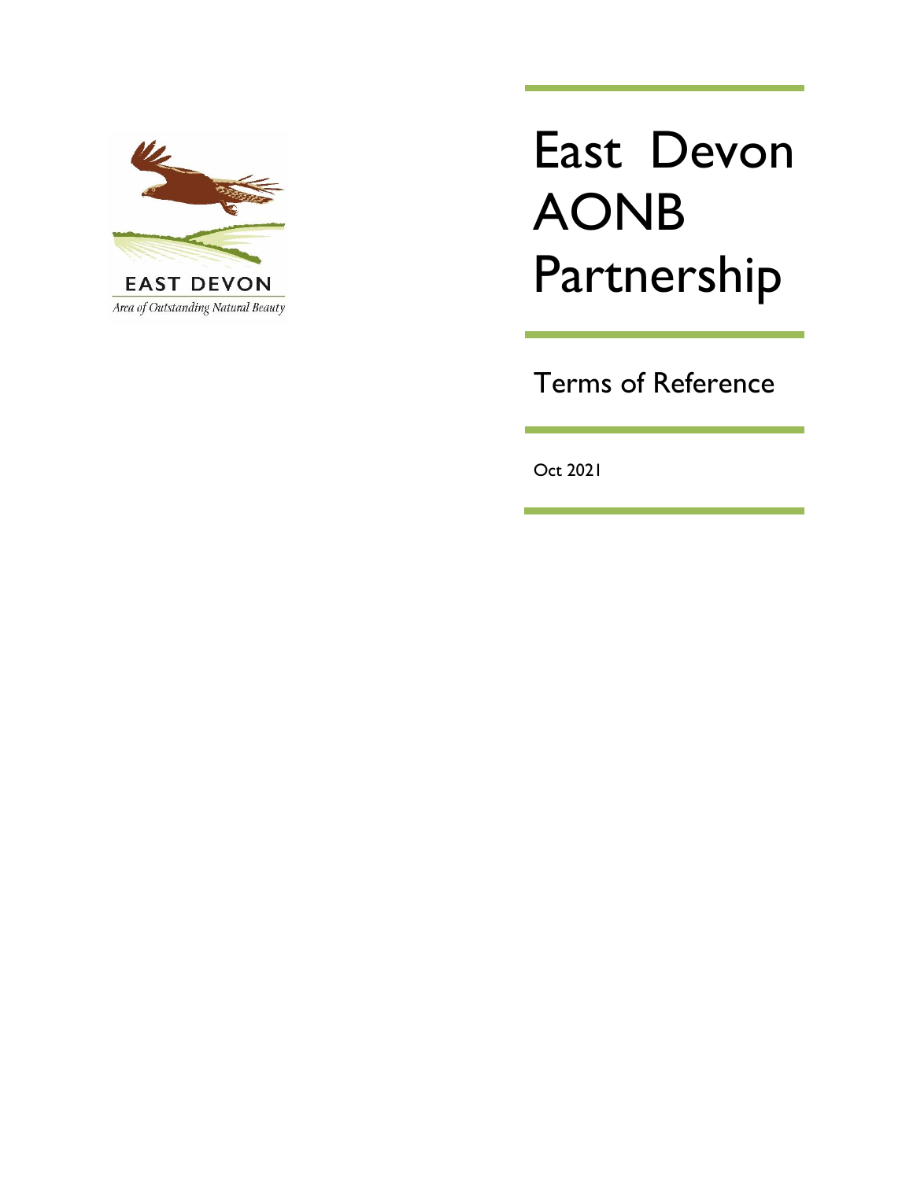EAST DEVON

*Area of Outstanding Natural Beauty*

# East Devon AONB Partnership

## Terms of Reference

Oct 2021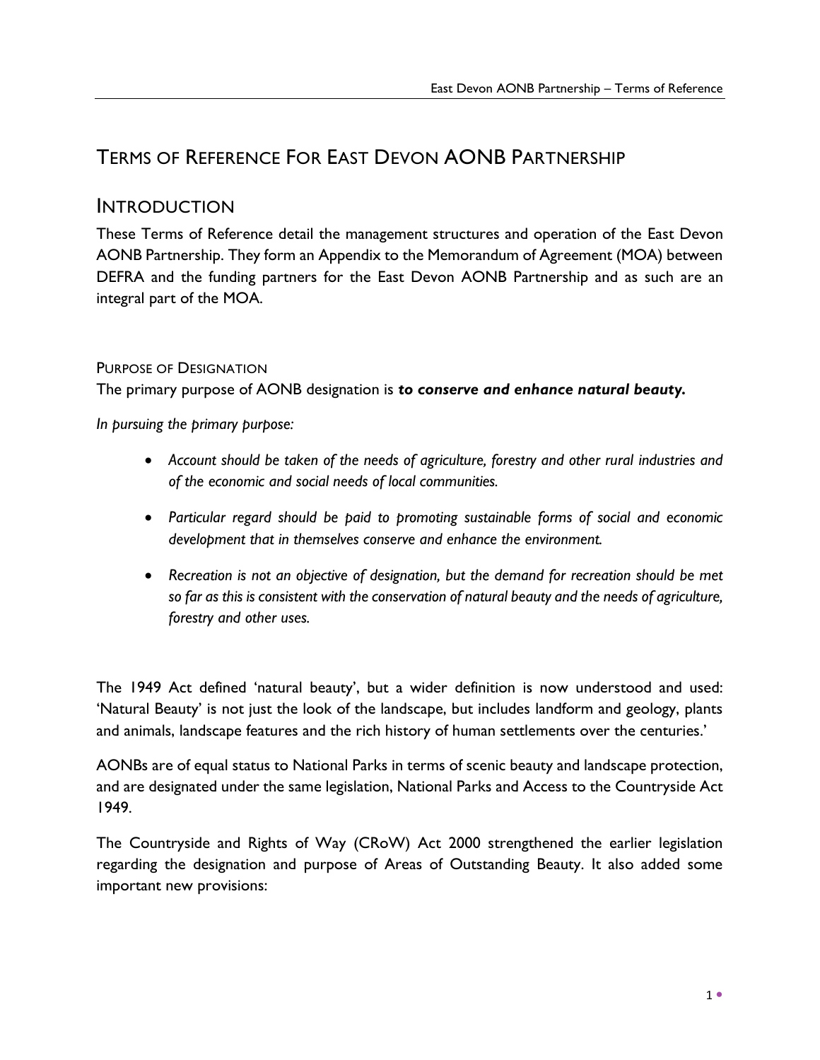# TERMS OF REFERENCE FOR EAST DEVON AONB PARTNERSHIP

## INTRODUCTION

These Terms of Reference detail the management structures and operation of the East Devon AONB Partnership. They form an Appendix to the Memorandum of Agreement (MOA) between DEFRA and the funding partners for the East Devon AONB Partnership and as such are an integral part of the MOA.

### PURPOSE OF DESIGNATION

The primary purpose of AONB designation is ***to conserve and enhance natural beauty.***

*In pursuing the primary purpose:*

- *Account should be taken of the needs of agriculture, forestry and other rural industries and of the economic and social needs of local communities.*
- *Particular regard should be paid to promoting sustainable forms of social and economic development that in themselves conserve and enhance the environment.*
- *Recreation is not an objective of designation, but the demand for recreation should be met so far as this is consistent with the conservation of natural beauty and the needs of agriculture, forestry and other uses.*

The 1949 Act defined 'natural beauty', but a wider definition is now understood and used: 'Natural Beauty' is not just the look of the landscape, but includes landform and geology, plants and animals, landscape features and the rich history of human settlements over the centuries.'

AONBs are of equal status to National Parks in terms of scenic beauty and landscape protection, and are designated under the same legislation, National Parks and Access to the Countryside Act 1949.

The Countryside and Rights of Way (CRoW) Act 2000 strengthened the earlier legislation regarding the designation and purpose of Areas of Outstanding Beauty. It also added some important new provisions: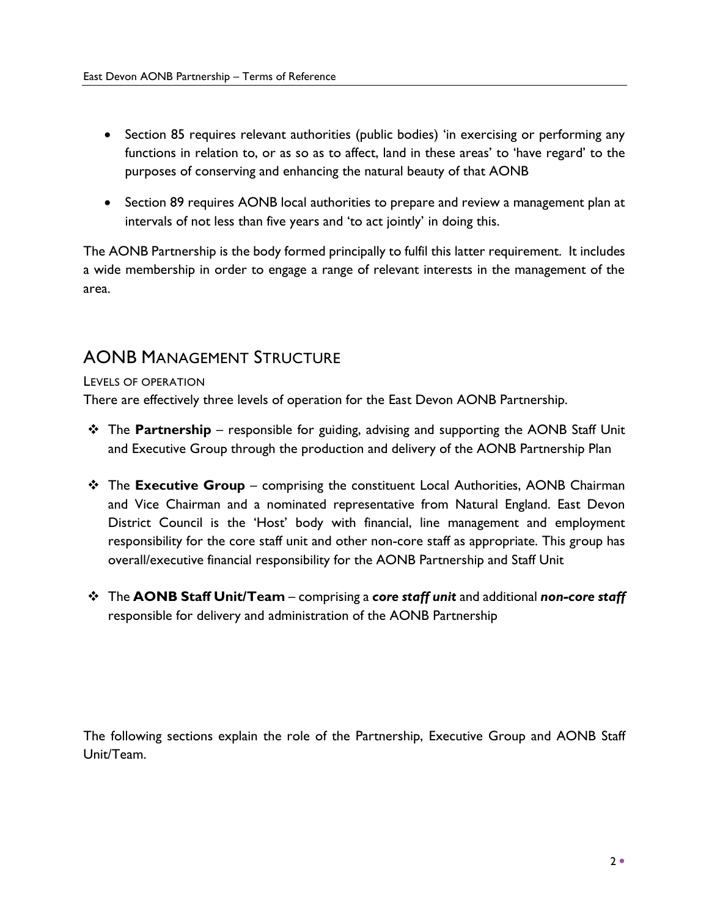- Section 85 requires relevant authorities (public bodies) 'in exercising or performing any functions in relation to, or as so as to affect, land in these areas' to 'have regard' to the purposes of conserving and enhancing the natural beauty of that AONB
- Section 89 requires AONB local authorities to prepare and review a management plan at intervals of not less than five years and 'to act jointly' in doing this.

The AONB Partnership is the body formed principally to fulfil this latter requirement. It includes a wide membership in order to engage a range of relevant interests in the management of the area.

## AONB Management Structure

### Levels of Operation

There are effectively three levels of operation for the East Devon AONB Partnership.

- The **Partnership** – responsible for guiding, advising and supporting the AONB Staff Unit and Executive Group through the production and delivery of the AONB Partnership Plan
- The **Executive Group** – comprising the constituent Local Authorities, AONB Chairman and Vice Chairman and a nominated representative from Natural England. East Devon District Council is the 'Host' body with financial, line management and employment responsibility for the core staff unit and other non-core staff as appropriate. This group has overall/executive financial responsibility for the AONB Partnership and Staff Unit
- The **AONB Staff Unit/Team** – comprising a ***core staff unit*** and additional ***non-core staff*** responsible for delivery and administration of the AONB Partnership

The following sections explain the role of the Partnership, Executive Group and AONB Staff Unit/Team.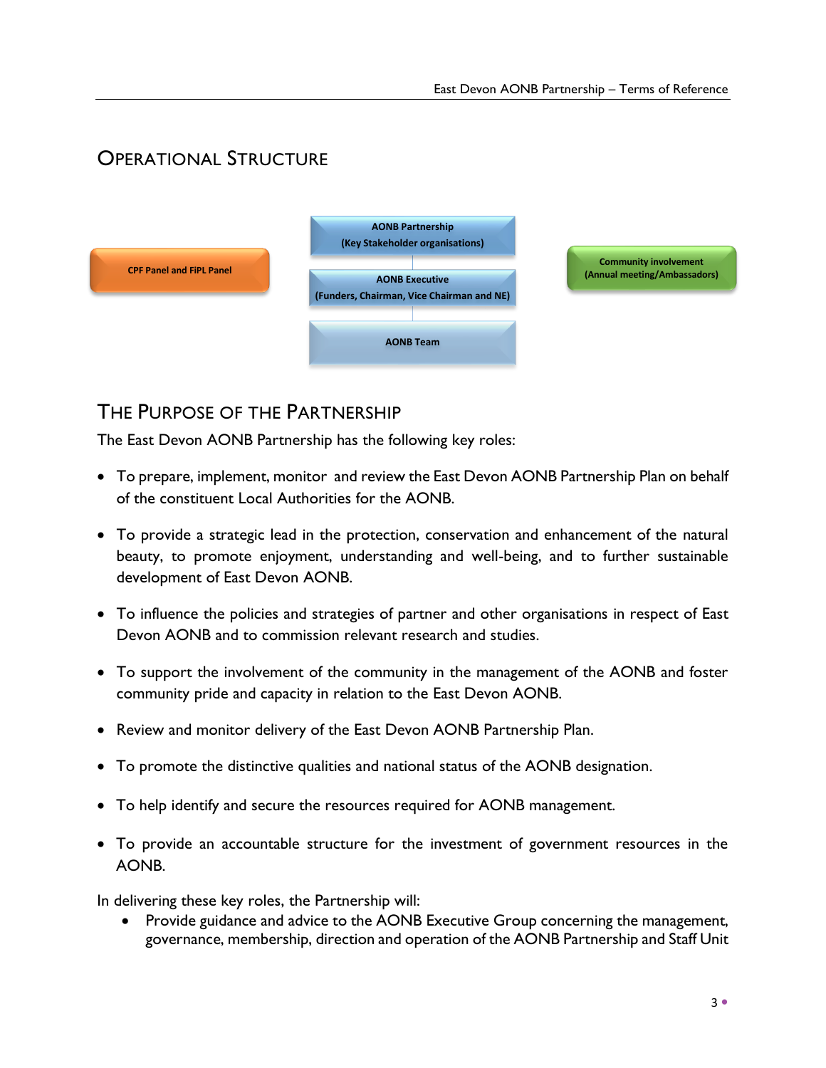## Operational Structure

CPF Panel and FiPL Panel

AONB Partnership
(Key Stakeholder organisations)

AONB Executive
(Funders, Chairman, Vice Chairman and NE)

AONB Team

Community involvement
(Annual meeting/Ambassadors)

## The Purpose of the Partnership

The East Devon AONB Partnership has the following key roles:

- To prepare, implement, monitor and review the East Devon AONB Partnership Plan on behalf of the constituent Local Authorities for the AONB.
- To provide a strategic lead in the protection, conservation and enhancement of the natural beauty, to promote enjoyment, understanding and well-being, and to further sustainable development of East Devon AONB.
- To influence the policies and strategies of partner and other organisations in respect of East Devon AONB and to commission relevant research and studies.
- To support the involvement of the community in the management of the AONB and foster community pride and capacity in relation to the East Devon AONB.
- Review and monitor delivery of the East Devon AONB Partnership Plan.
- To promote the distinctive qualities and national status of the AONB designation.
- To help identify and secure the resources required for AONB management.
- To provide an accountable structure for the investment of government resources in the AONB.

In delivering these key roles, the Partnership will:

- Provide guidance and advice to the AONB Executive Group concerning the management, governance, membership, direction and operation of the AONB Partnership and Staff Unit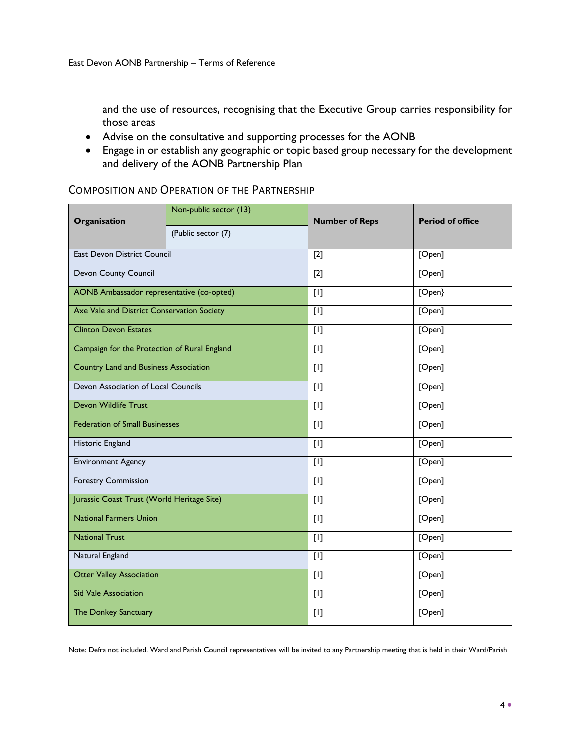and the use of resources, recognising that the Executive Group carries responsibility for those areas

- Advise on the consultative and supporting processes for the AONB
- Engage in or establish any geographic or topic based group necessary for the development and delivery of the AONB Partnership Plan

## Composition and Operation of the Partnership

| Organisation | Non-public sector (13) | Number of Reps | Period of office |
|---|---|---|---|
| | (Public sector (7) | | |
| East Devon District Council | | [2] | [Open] |
| Devon County Council | | [2] | [Open] |
| AONB Ambassador representative (co-opted) | | [1] | [Open} |
| Axe Vale and District Conservation Society | | [1] | [Open] |
| Clinton Devon Estates | | [1] | [Open] |
| Campaign for the Protection of Rural England | | [1] | [Open] |
| Country Land and Business Association | | [1] | [Open] |
| Devon Association of Local Councils | | [1] | [Open] |
| Devon Wildlife Trust | | [1] | [Open] |
| Federation of Small Businesses | | [1] | [Open] |
| Historic England | | [1] | [Open] |
| Environment Agency | | [1] | [Open] |
| Forestry Commission | | [1] | [Open] |
| Jurassic Coast Trust (World Heritage Site) | | [1] | [Open] |
| National Farmers Union | | [1] | [Open] |
| National Trust | | [1] | [Open] |
| Natural England | | [1] | [Open] |
| Otter Valley Association | | [1] | [Open] |
| Sid Vale Association | | [1] | [Open] |
| The Donkey Sanctuary | | [1] | [Open] |

Note: Defra not included. Ward and Parish Council representatives will be invited to any Partnership meeting that is held in their Ward/Parish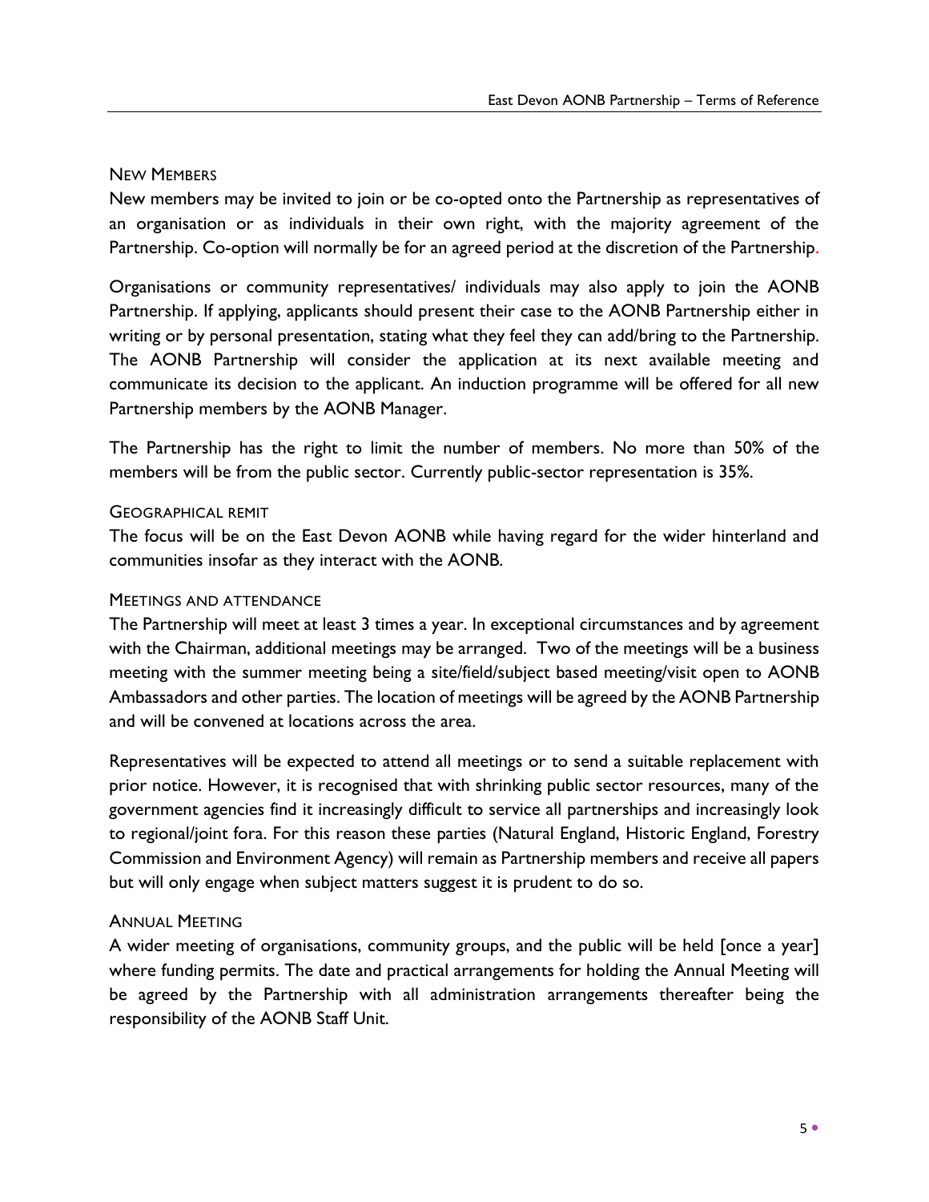### New Members

New members may be invited to join or be co-opted onto the Partnership as representatives of an organisation or as individuals in their own right, with the majority agreement of the Partnership. Co-option will normally be for an agreed period at the discretion of the Partnership.

Organisations or community representatives/ individuals may also apply to join the AONB Partnership. If applying, applicants should present their case to the AONB Partnership either in writing or by personal presentation, stating what they feel they can add/bring to the Partnership. The AONB Partnership will consider the application at its next available meeting and communicate its decision to the applicant. An induction programme will be offered for all new Partnership members by the AONB Manager.

The Partnership has the right to limit the number of members. No more than 50% of the members will be from the public sector. Currently public-sector representation is 35%.

### Geographical remit

The focus will be on the East Devon AONB while having regard for the wider hinterland and communities insofar as they interact with the AONB.

### Meetings and attendance

The Partnership will meet at least 3 times a year. In exceptional circumstances and by agreement with the Chairman, additional meetings may be arranged. Two of the meetings will be a business meeting with the summer meeting being a site/field/subject based meeting/visit open to AONB Ambassadors and other parties. The location of meetings will be agreed by the AONB Partnership and will be convened at locations across the area.

Representatives will be expected to attend all meetings or to send a suitable replacement with prior notice. However, it is recognised that with shrinking public sector resources, many of the government agencies find it increasingly difficult to service all partnerships and increasingly look to regional/joint fora. For this reason these parties (Natural England, Historic England, Forestry Commission and Environment Agency) will remain as Partnership members and receive all papers but will only engage when subject matters suggest it is prudent to do so.

### Annual Meeting

A wider meeting of organisations, community groups, and the public will be held [once a year] where funding permits. The date and practical arrangements for holding the Annual Meeting will be agreed by the Partnership with all administration arrangements thereafter being the responsibility of the AONB Staff Unit.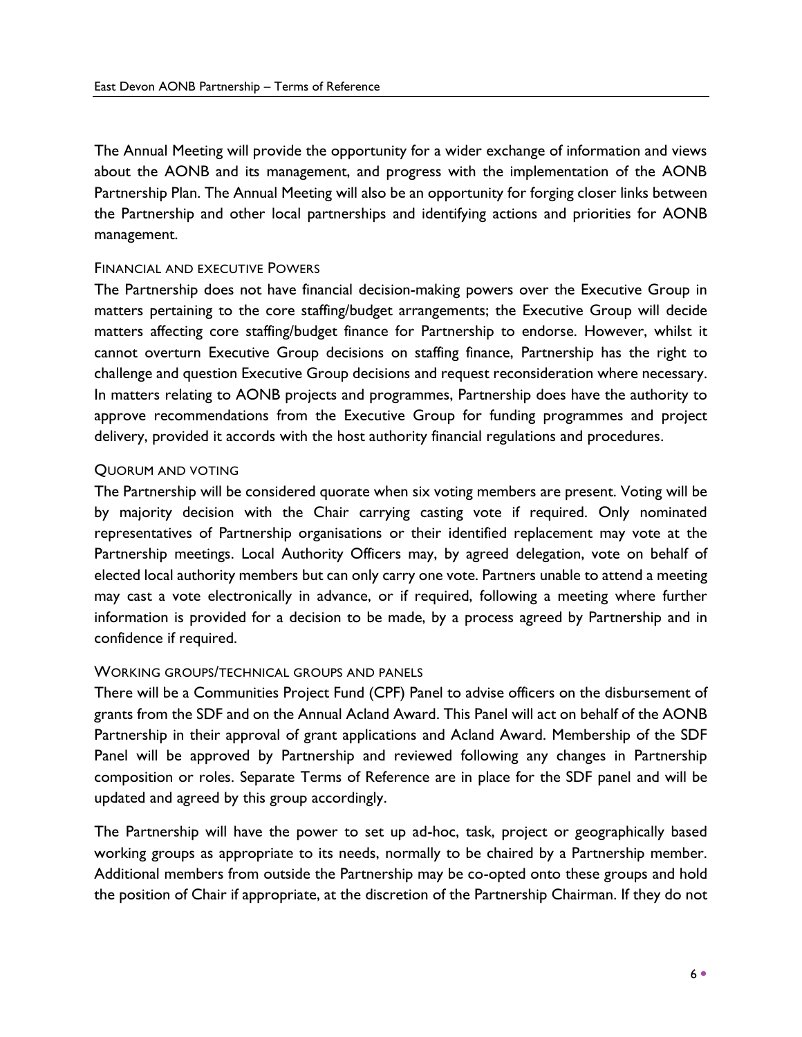The Annual Meeting will provide the opportunity for a wider exchange of information and views about the AONB and its management, and progress with the implementation of the AONB Partnership Plan. The Annual Meeting will also be an opportunity for forging closer links between the Partnership and other local partnerships and identifying actions and priorities for AONB management.

### FINANCIAL AND EXECUTIVE POWERS

The Partnership does not have financial decision-making powers over the Executive Group in matters pertaining to the core staffing/budget arrangements; the Executive Group will decide matters affecting core staffing/budget finance for Partnership to endorse. However, whilst it cannot overturn Executive Group decisions on staffing finance, Partnership has the right to challenge and question Executive Group decisions and request reconsideration where necessary. In matters relating to AONB projects and programmes, Partnership does have the authority to approve recommendations from the Executive Group for funding programmes and project delivery, provided it accords with the host authority financial regulations and procedures.

### QUORUM AND VOTING

The Partnership will be considered quorate when six voting members are present. Voting will be by majority decision with the Chair carrying casting vote if required. Only nominated representatives of Partnership organisations or their identified replacement may vote at the Partnership meetings. Local Authority Officers may, by agreed delegation, vote on behalf of elected local authority members but can only carry one vote. Partners unable to attend a meeting may cast a vote electronically in advance, or if required, following a meeting where further information is provided for a decision to be made, by a process agreed by Partnership and in confidence if required.

### WORKING GROUPS/TECHNICAL GROUPS AND PANELS

There will be a Communities Project Fund (CPF) Panel to advise officers on the disbursement of grants from the SDF and on the Annual Acland Award. This Panel will act on behalf of the AONB Partnership in their approval of grant applications and Acland Award. Membership of the SDF Panel will be approved by Partnership and reviewed following any changes in Partnership composition or roles. Separate Terms of Reference are in place for the SDF panel and will be updated and agreed by this group accordingly.

The Partnership will have the power to set up ad-hoc, task, project or geographically based working groups as appropriate to its needs, normally to be chaired by a Partnership member. Additional members from outside the Partnership may be co-opted onto these groups and hold the position of Chair if appropriate, at the discretion of the Partnership Chairman. If they do not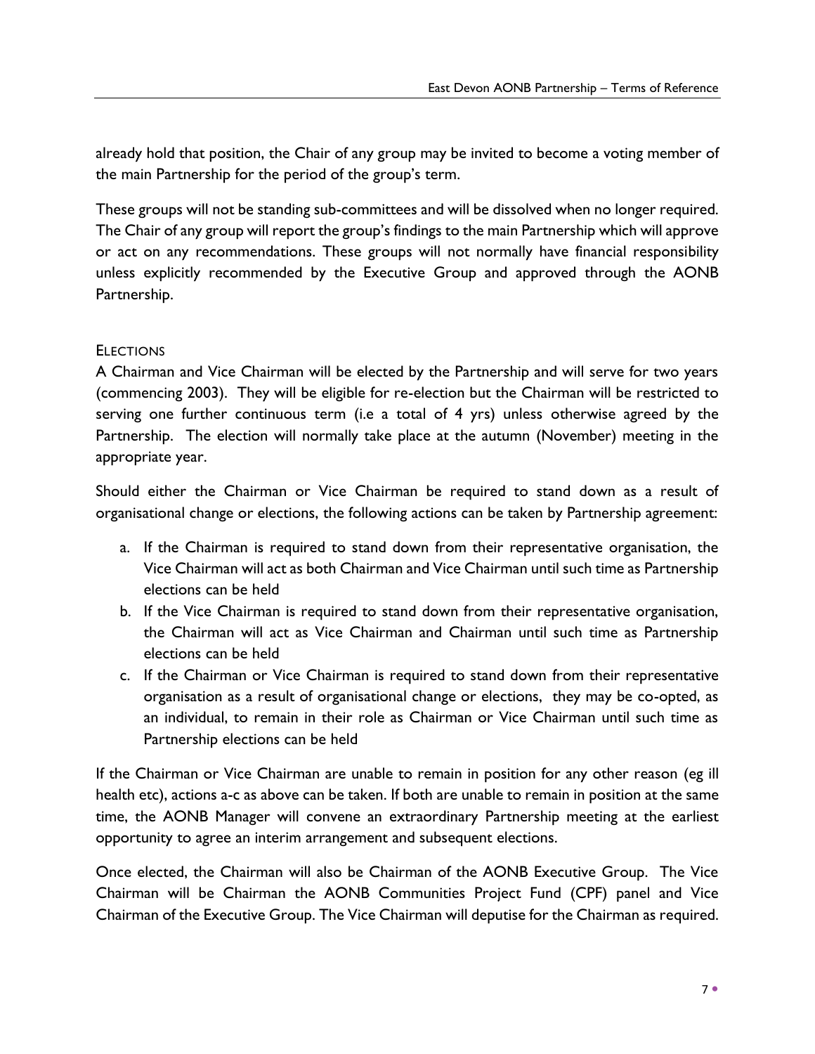already hold that position, the Chair of any group may be invited to become a voting member of the main Partnership for the period of the group's term.

These groups will not be standing sub-committees and will be dissolved when no longer required. The Chair of any group will report the group's findings to the main Partnership which will approve or act on any recommendations. These groups will not normally have financial responsibility unless explicitly recommended by the Executive Group and approved through the AONB Partnership.

### ELECTIONS

A Chairman and Vice Chairman will be elected by the Partnership and will serve for two years (commencing 2003). They will be eligible for re-election but the Chairman will be restricted to serving one further continuous term (i.e a total of 4 yrs) unless otherwise agreed by the Partnership. The election will normally take place at the autumn (November) meeting in the appropriate year.

Should either the Chairman or Vice Chairman be required to stand down as a result of organisational change or elections, the following actions can be taken by Partnership agreement:

a. If the Chairman is required to stand down from their representative organisation, the Vice Chairman will act as both Chairman and Vice Chairman until such time as Partnership elections can be held
b. If the Vice Chairman is required to stand down from their representative organisation, the Chairman will act as Vice Chairman and Chairman until such time as Partnership elections can be held
c. If the Chairman or Vice Chairman is required to stand down from their representative organisation as a result of organisational change or elections, they may be co-opted, as an individual, to remain in their role as Chairman or Vice Chairman until such time as Partnership elections can be held

If the Chairman or Vice Chairman are unable to remain in position for any other reason (eg ill health etc), actions a-c as above can be taken. If both are unable to remain in position at the same time, the AONB Manager will convene an extraordinary Partnership meeting at the earliest opportunity to agree an interim arrangement and subsequent elections.

Once elected, the Chairman will also be Chairman of the AONB Executive Group. The Vice Chairman will be Chairman the AONB Communities Project Fund (CPF) panel and Vice Chairman of the Executive Group. The Vice Chairman will deputise for the Chairman as required.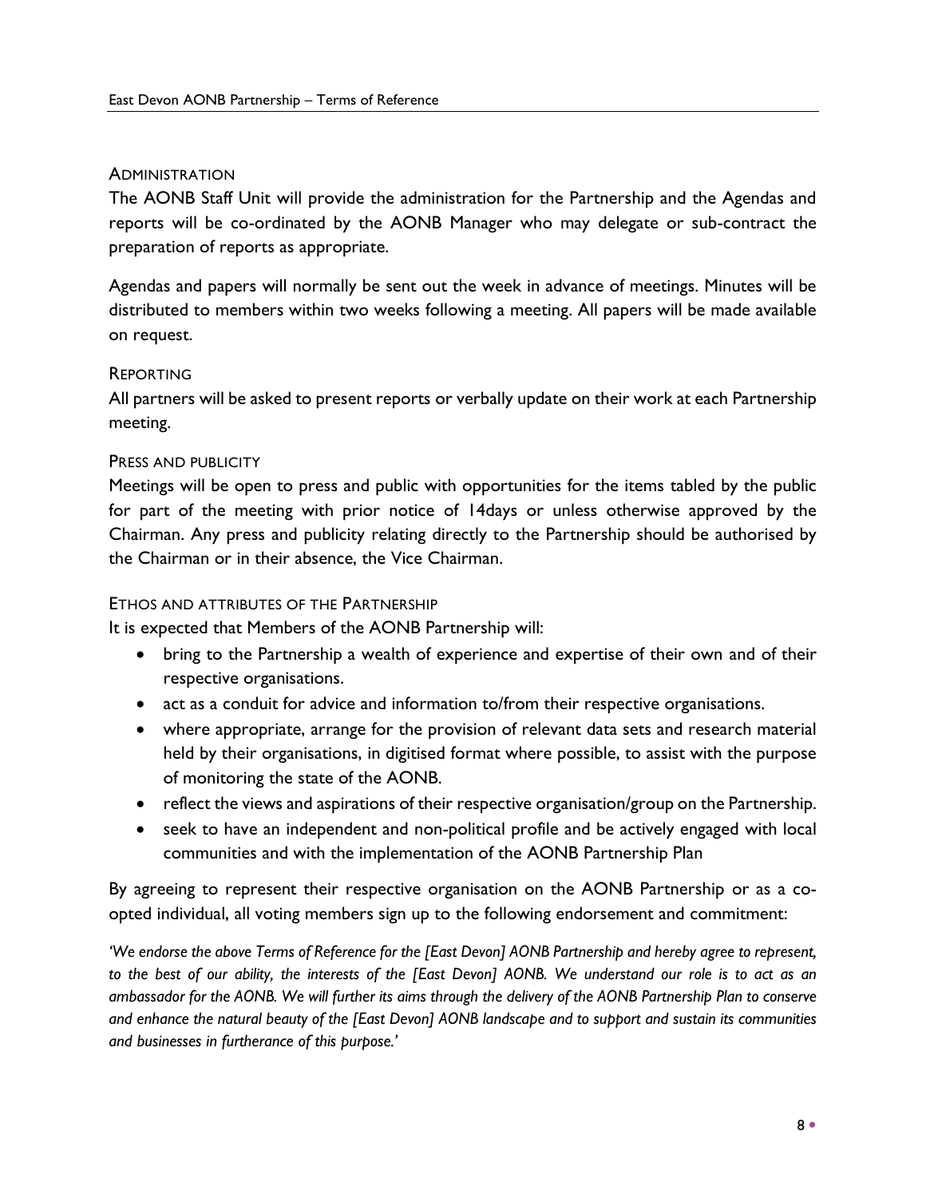## Administration

The AONB Staff Unit will provide the administration for the Partnership and the Agendas and reports will be co-ordinated by the AONB Manager who may delegate or sub-contract the preparation of reports as appropriate.

Agendas and papers will normally be sent out the week in advance of meetings. Minutes will be distributed to members within two weeks following a meeting. All papers will be made available on request.

## Reporting

All partners will be asked to present reports or verbally update on their work at each Partnership meeting.

## Press and publicity

Meetings will be open to press and public with opportunities for the items tabled by the public for part of the meeting with prior notice of 14days or unless otherwise approved by the Chairman. Any press and publicity relating directly to the Partnership should be authorised by the Chairman or in their absence, the Vice Chairman.

## Ethos and attributes of the Partnership

It is expected that Members of the AONB Partnership will:

- bring to the Partnership a wealth of experience and expertise of their own and of their respective organisations.
- act as a conduit for advice and information to/from their respective organisations.
- where appropriate, arrange for the provision of relevant data sets and research material held by their organisations, in digitised format where possible, to assist with the purpose of monitoring the state of the AONB.
- reflect the views and aspirations of their respective organisation/group on the Partnership.
- seek to have an independent and non-political profile and be actively engaged with local communities and with the implementation of the AONB Partnership Plan

By agreeing to represent their respective organisation on the AONB Partnership or as a co-opted individual, all voting members sign up to the following endorsement and commitment:

*'We endorse the above Terms of Reference for the [East Devon] AONB Partnership and hereby agree to represent, to the best of our ability, the interests of the [East Devon] AONB. We understand our role is to act as an ambassador for the AONB. We will further its aims through the delivery of the AONB Partnership Plan to conserve and enhance the natural beauty of the [East Devon] AONB landscape and to support and sustain its communities and businesses in furtherance of this purpose.'*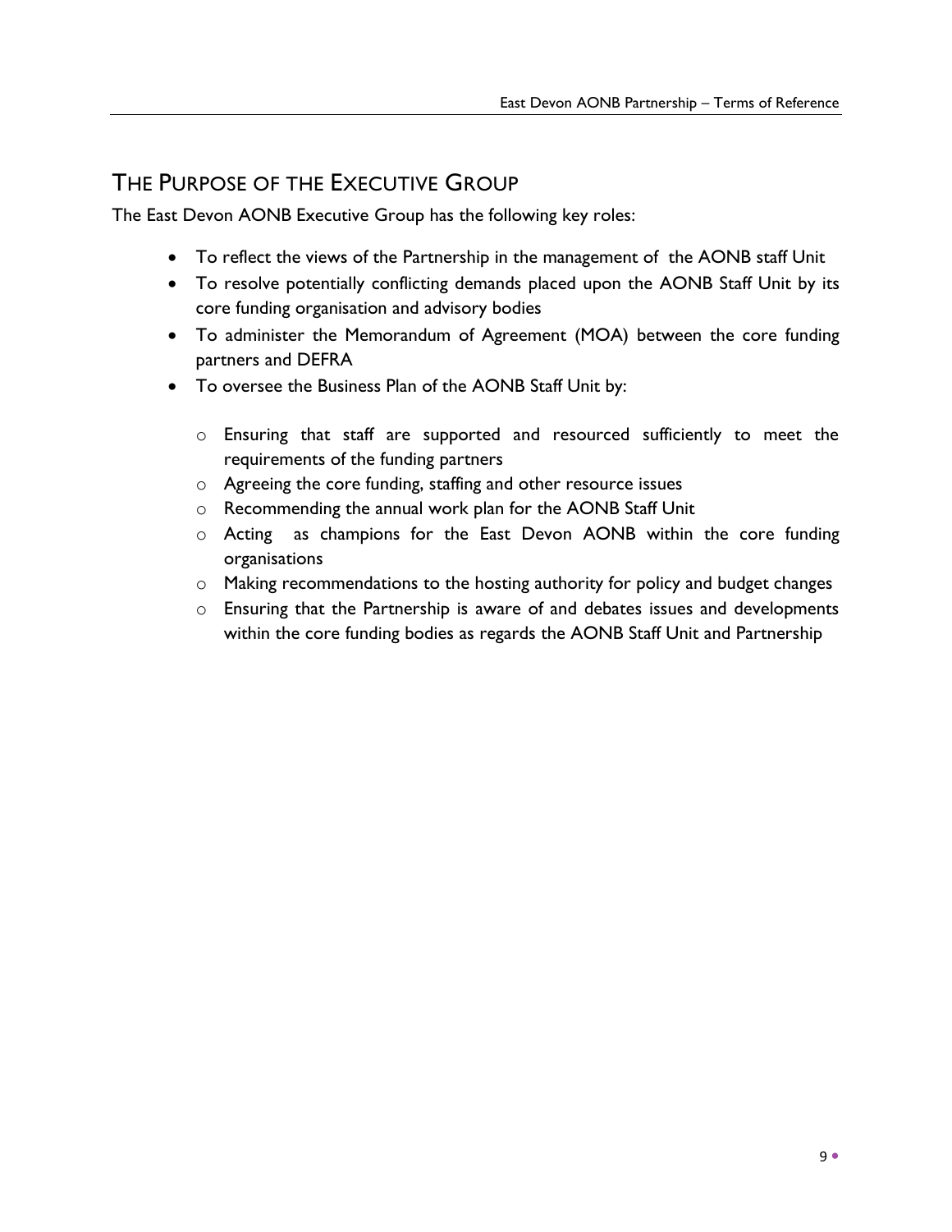## THE PURPOSE OF THE EXECUTIVE GROUP

The East Devon AONB Executive Group has the following key roles:

- To reflect the views of the Partnership in the management of the AONB staff Unit
- To resolve potentially conflicting demands placed upon the AONB Staff Unit by its core funding organisation and advisory bodies
- To administer the Memorandum of Agreement (MOA) between the core funding partners and DEFRA
- To oversee the Business Plan of the AONB Staff Unit by:
  - Ensuring that staff are supported and resourced sufficiently to meet the requirements of the funding partners
  - Agreeing the core funding, staffing and other resource issues
  - Recommending the annual work plan for the AONB Staff Unit
  - Acting as champions for the East Devon AONB within the core funding organisations
  - Making recommendations to the hosting authority for policy and budget changes
  - Ensuring that the Partnership is aware of and debates issues and developments within the core funding bodies as regards the AONB Staff Unit and Partnership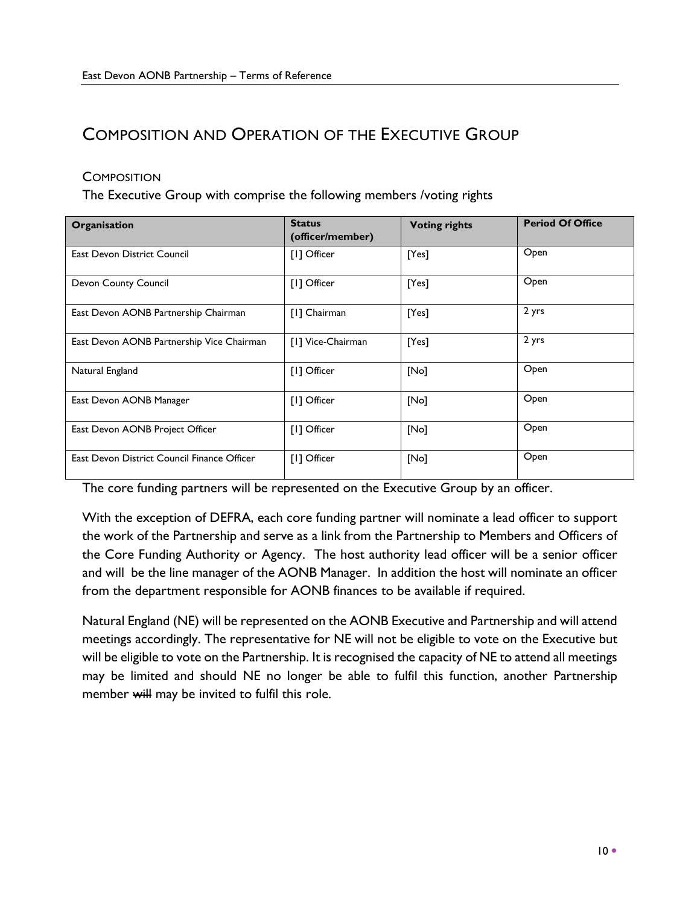## Composition and Operation of the Executive Group

### Composition

The Executive Group with comprise the following members /voting rights

| Organisation | Status (officer/member) | Voting rights | Period Of Office |
|---|---|---|---|
| East Devon District Council | [1] Officer | [Yes] | Open |
| Devon County Council | [1] Officer | [Yes] | Open |
| East Devon AONB Partnership Chairman | [1] Chairman | [Yes] | 2 yrs |
| East Devon AONB Partnership Vice Chairman | [1] Vice-Chairman | [Yes] | 2 yrs |
| Natural England | [1] Officer | [No] | Open |
| East Devon AONB Manager | [1] Officer | [No] | Open |
| East Devon AONB Project Officer | [1] Officer | [No] | Open |
| East Devon District Council Finance Officer | [1] Officer | [No] | Open |

The core funding partners will be represented on the Executive Group by an officer.

With the exception of DEFRA, each core funding partner will nominate a lead officer to support the work of the Partnership and serve as a link from the Partnership to Members and Officers of the Core Funding Authority or Agency. The host authority lead officer will be a senior officer and will be the line manager of the AONB Manager. In addition the host will nominate an officer from the department responsible for AONB finances to be available if required.

Natural England (NE) will be represented on the AONB Executive and Partnership and will attend meetings accordingly. The representative for NE will not be eligible to vote on the Executive but will be eligible to vote on the Partnership. It is recognised the capacity of NE to attend all meetings may be limited and should NE no longer be able to fulfil this function, another Partnership member ~~will~~ may be invited to fulfil this role.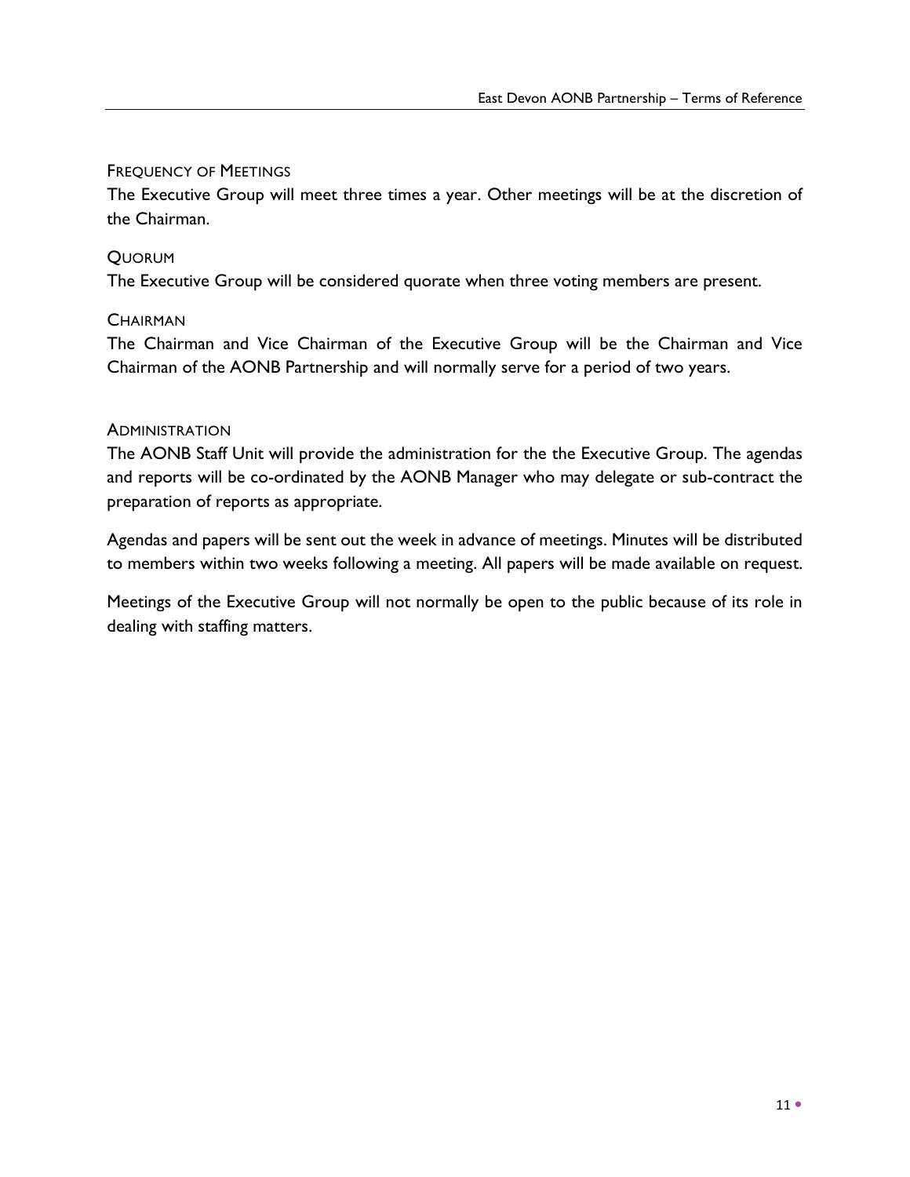### Frequency of Meetings

The Executive Group will meet three times a year. Other meetings will be at the discretion of the Chairman.

### Quorum

The Executive Group will be considered quorate when three voting members are present.

### Chairman

The Chairman and Vice Chairman of the Executive Group will be the Chairman and Vice Chairman of the AONB Partnership and will normally serve for a period of two years.

### Administration

The AONB Staff Unit will provide the administration for the the Executive Group. The agendas and reports will be co-ordinated by the AONB Manager who may delegate or sub-contract the preparation of reports as appropriate.

Agendas and papers will be sent out the week in advance of meetings. Minutes will be distributed to members within two weeks following a meeting. All papers will be made available on request.

Meetings of the Executive Group will not normally be open to the public because of its role in dealing with staffing matters.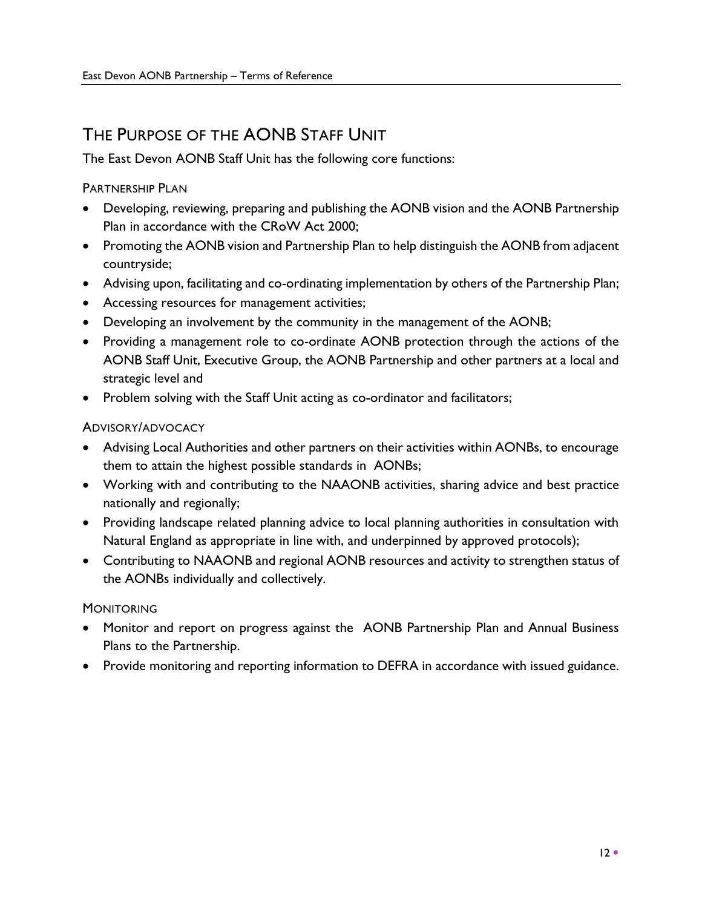## The Purpose of the AONB Staff Unit

The East Devon AONB Staff Unit has the following core functions:

### Partnership Plan

- Developing, reviewing, preparing and publishing the AONB vision and the AONB Partnership Plan in accordance with the CRoW Act 2000;
- Promoting the AONB vision and Partnership Plan to help distinguish the AONB from adjacent countryside;
- Advising upon, facilitating and co-ordinating implementation by others of the Partnership Plan;
- Accessing resources for management activities;
- Developing an involvement by the community in the management of the AONB;
- Providing a management role to co-ordinate AONB protection through the actions of the AONB Staff Unit, Executive Group, the AONB Partnership and other partners at a local and strategic level and
- Problem solving with the Staff Unit acting as co-ordinator and facilitators;

### Advisory/advocacy

- Advising Local Authorities and other partners on their activities within AONBs, to encourage them to attain the highest possible standards in AONBs;
- Working with and contributing to the NAAONB activities, sharing advice and best practice nationally and regionally;
- Providing landscape related planning advice to local planning authorities in consultation with Natural England as appropriate in line with, and underpinned by approved protocols);
- Contributing to NAAONB and regional AONB resources and activity to strengthen status of the AONBs individually and collectively.

### Monitoring

- Monitor and report on progress against the AONB Partnership Plan and Annual Business Plans to the Partnership.
- Provide monitoring and reporting information to DEFRA in accordance with issued guidance.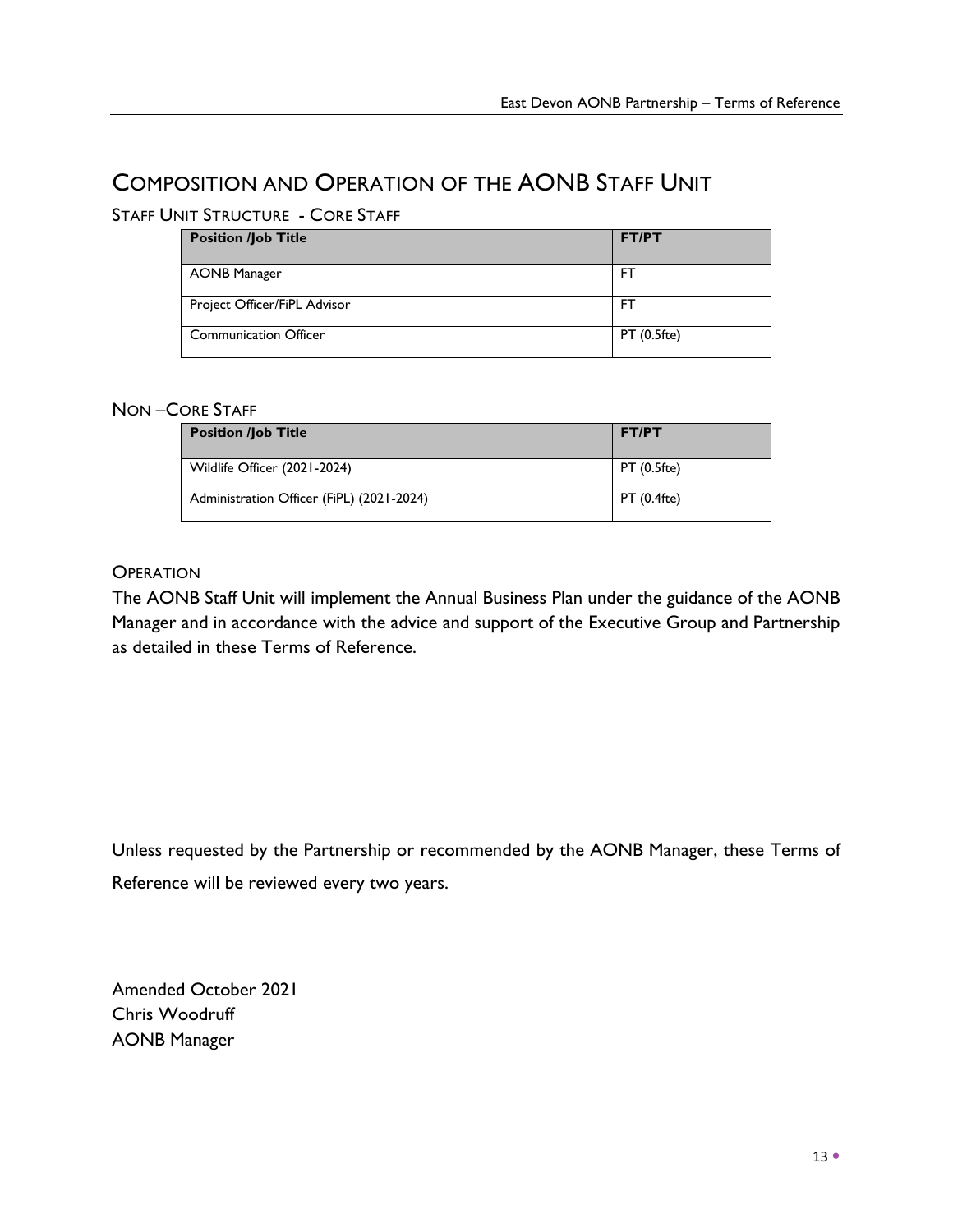## COMPOSITION AND OPERATION OF THE AONB STAFF UNIT

### STAFF UNIT STRUCTURE - CORE STAFF

| Position /Job Title | FT/PT |
|---|---|
| AONB Manager | FT |
| Project Officer/FiPL Advisor | FT |
| Communication Officer | PT (0.5fte) |

### NON –CORE STAFF

| Position /Job Title | FT/PT |
|---|---|
| Wildlife Officer (2021-2024) | PT (0.5fte) |
| Administration Officer (FiPL) (2021-2024) | PT (0.4fte) |

### OPERATION

The AONB Staff Unit will implement the Annual Business Plan under the guidance of the AONB Manager and in accordance with the advice and support of the Executive Group and Partnership as detailed in these Terms of Reference.

Unless requested by the Partnership or recommended by the AONB Manager, these Terms of Reference will be reviewed every two years.

Amended October 2021
Chris Woodruff
AONB Manager